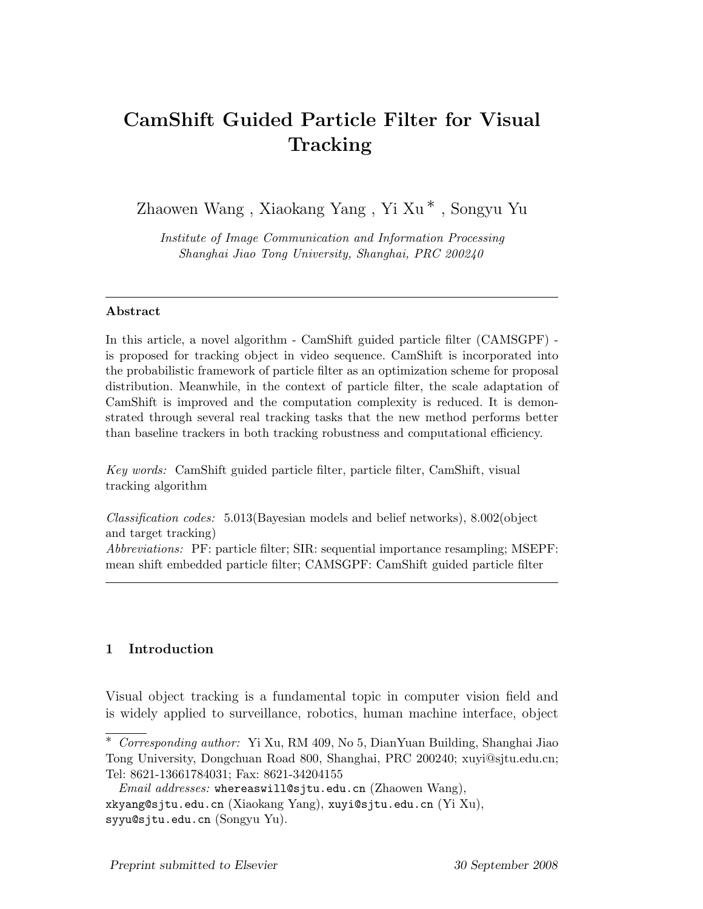# CamShift Guided Particle Filter for Visual Tracking

Zhaowen Wang , Xiaokang Yang , Yi Xu * , Songyu Yu

*Institute of Image Communication and Information Processing*
*Shanghai Jiao Tong University, Shanghai, PRC 200240*

---

**Abstract**

In this article, a novel algorithm - CamShift guided particle filter (CAMSGPF) - is proposed for tracking object in video sequence. CamShift is incorporated into the probabilistic framework of particle filter as an optimization scheme for proposal distribution. Meanwhile, in the context of particle filter, the scale adaptation of CamShift is improved and the computation complexity is reduced. It is demonstrated through several real tracking tasks that the new method performs better than baseline trackers in both tracking robustness and computational efficiency.

*Key words:* CamShift guided particle filter, particle filter, CamShift, visual tracking algorithm

*Classification codes:* 5.013(Bayesian models and belief networks), 8.002(object and target tracking)
*Abbreviations:* PF: particle filter; SIR: sequential importance resampling; MSEPF: mean shift embedded particle filter; CAMSGPF: CamShift guided particle filter

---

## 1 Introduction

Visual object tracking is a fundamental topic in computer vision field and is widely applied to surveillance, robotics, human machine interface, object

---

* *Corresponding author:* Yi Xu, RM 409, No 5, DianYuan Building, Shanghai Jiao Tong University, Dongchuan Road 800, Shanghai, PRC 200240; xuyi@sjtu.edu.cn; Tel: 8621-13661784031; Fax: 8621-34204155

*Email addresses:* `whereaswill@sjtu.edu.cn` (Zhaowen Wang), `xkyang@sjtu.edu.cn` (Xiaokang Yang), `xuyi@sjtu.edu.cn` (Yi Xu), `syyu@sjtu.edu.cn` (Songyu Yu).

*Preprint submitted to Elsevier* — *30 September 2008*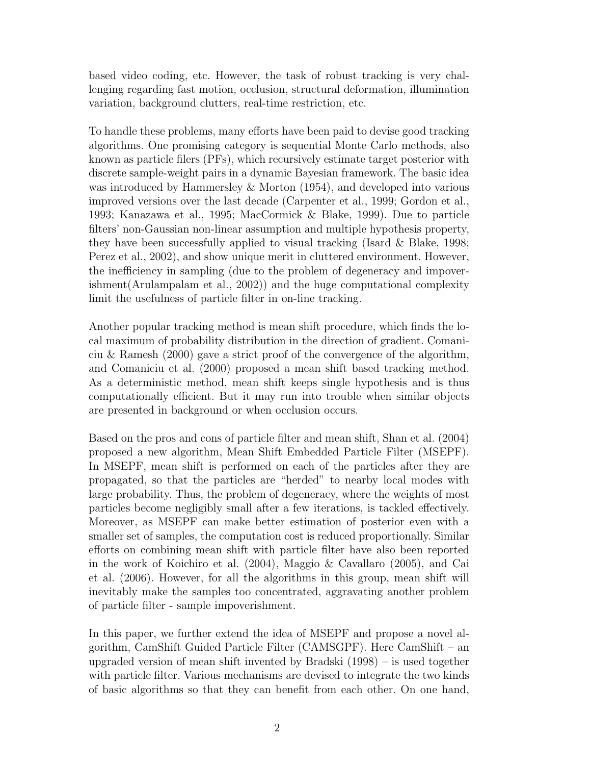based video coding, etc. However, the task of robust tracking is very challenging regarding fast motion, occlusion, structural deformation, illumination variation, background clutters, real-time restriction, etc.

To handle these problems, many efforts have been paid to devise good tracking algorithms. One promising category is sequential Monte Carlo methods, also known as particle filers (PFs), which recursively estimate target posterior with discrete sample-weight pairs in a dynamic Bayesian framework. The basic idea was introduced by Hammersley & Morton (1954), and developed into various improved versions over the last decade (Carpenter et al., 1999; Gordon et al., 1993; Kanazawa et al., 1995; MacCormick & Blake, 1999). Due to particle filters' non-Gaussian non-linear assumption and multiple hypothesis property, they have been successfully applied to visual tracking (Isard & Blake, 1998; Perez et al., 2002), and show unique merit in cluttered environment. However, the inefficiency in sampling (due to the problem of degeneracy and impoverishment(Arulampalam et al., 2002)) and the huge computational complexity limit the usefulness of particle filter in on-line tracking.

Another popular tracking method is mean shift procedure, which finds the local maximum of probability distribution in the direction of gradient. Comaniciu & Ramesh (2000) gave a strict proof of the convergence of the algorithm, and Comaniciu et al. (2000) proposed a mean shift based tracking method. As a deterministic method, mean shift keeps single hypothesis and is thus computationally efficient. But it may run into trouble when similar objects are presented in background or when occlusion occurs.

Based on the pros and cons of particle filter and mean shift, Shan et al. (2004) proposed a new algorithm, Mean Shift Embedded Particle Filter (MSEPF). In MSEPF, mean shift is performed on each of the particles after they are propagated, so that the particles are "herded" to nearby local modes with large probability. Thus, the problem of degeneracy, where the weights of most particles become negligibly small after a few iterations, is tackled effectively. Moreover, as MSEPF can make better estimation of posterior even with a smaller set of samples, the computation cost is reduced proportionally. Similar efforts on combining mean shift with particle filter have also been reported in the work of Koichiro et al. (2004), Maggio & Cavallaro (2005), and Cai et al. (2006). However, for all the algorithms in this group, mean shift will inevitably make the samples too concentrated, aggravating another problem of particle filter - sample impoverishment.

In this paper, we further extend the idea of MSEPF and propose a novel algorithm, CamShift Guided Particle Filter (CAMSGPF). Here CamShift – an upgraded version of mean shift invented by Bradski (1998) – is used together with particle filter. Various mechanisms are devised to integrate the two kinds of basic algorithms so that they can benefit from each other. On one hand,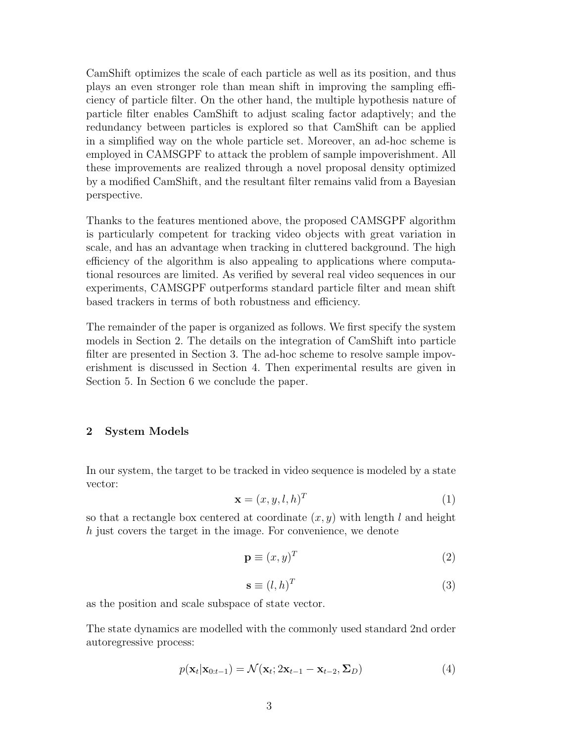CamShift optimizes the scale of each particle as well as its position, and thus plays an even stronger role than mean shift in improving the sampling efficiency of particle filter. On the other hand, the multiple hypothesis nature of particle filter enables CamShift to adjust scaling factor adaptively; and the redundancy between particles is explored so that CamShift can be applied in a simplified way on the whole particle set. Moreover, an ad-hoc scheme is employed in CAMSGPF to attack the problem of sample impoverishment. All these improvements are realized through a novel proposal density optimized by a modified CamShift, and the resultant filter remains valid from a Bayesian perspective.

Thanks to the features mentioned above, the proposed CAMSGPF algorithm is particularly competent for tracking video objects with great variation in scale, and has an advantage when tracking in cluttered background. The high efficiency of the algorithm is also appealing to applications where computational resources are limited. As verified by several real video sequences in our experiments, CAMSGPF outperforms standard particle filter and mean shift based trackers in terms of both robustness and efficiency.

The remainder of the paper is organized as follows. We first specify the system models in Section 2. The details on the integration of CamShift into particle filter are presented in Section 3. The ad-hoc scheme to resolve sample impoverishment is discussed in Section 4. Then experimental results are given in Section 5. In Section 6 we conclude the paper.

## 2 System Models

In our system, the target to be tracked in video sequence is modeled by a state vector:

$$\mathbf{x} = (x, y, l, h)^T \tag{1}$$

so that a rectangle box centered at coordinate $(x, y)$ with length $l$ and height $h$ just covers the target in the image. For convenience, we denote

$$\mathbf{p} \equiv (x, y)^T \tag{2}$$

$$\mathbf{s} \equiv (l, h)^T \tag{3}$$

as the position and scale subspace of state vector.

The state dynamics are modelled with the commonly used standard 2nd order autoregressive process:

$$p(\mathbf{x}_t|\mathbf{x}_{0:t-1}) = \mathcal{N}(\mathbf{x}_t; 2\mathbf{x}_{t-1} - \mathbf{x}_{t-2}, \mathbf{\Sigma}_D) \tag{4}$$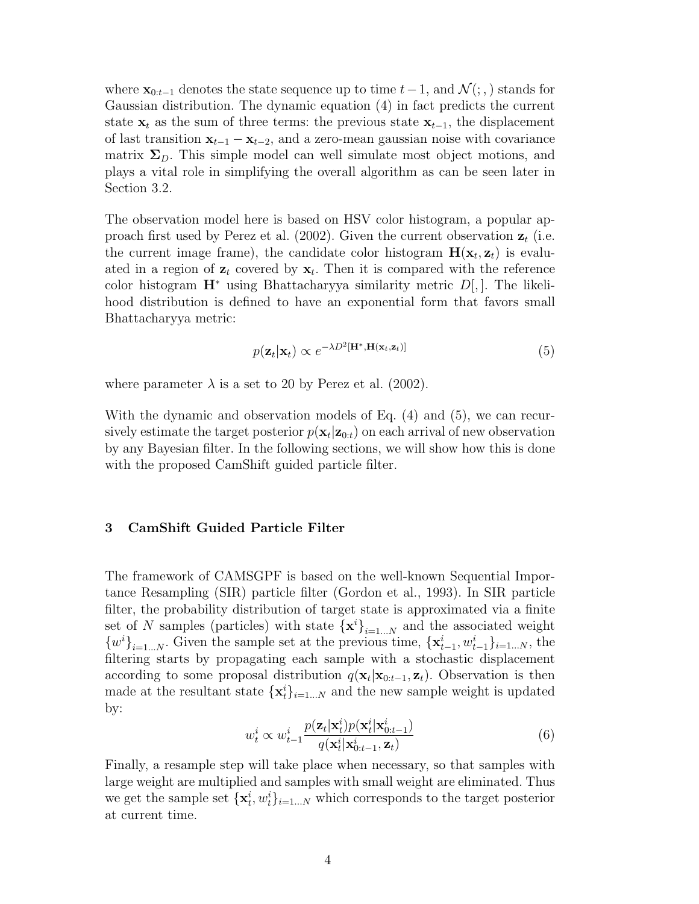where $\mathbf{x}_{0:t-1}$ denotes the state sequence up to time $t-1$, and $\mathcal{N}(;,)$ stands for Gaussian distribution. The dynamic equation (4) in fact predicts the current state $\mathbf{x}_t$ as the sum of three terms: the previous state $\mathbf{x}_{t-1}$, the displacement of last transition $\mathbf{x}_{t-1} - \mathbf{x}_{t-2}$, and a zero-mean gaussian noise with covariance matrix $\mathbf{\Sigma}_D$. This simple model can well simulate most object motions, and plays a vital role in simplifying the overall algorithm as can be seen later in Section 3.2.

The observation model here is based on HSV color histogram, a popular approach first used by Perez et al. (2002). Given the current observation $\mathbf{z}_t$ (i.e. the current image frame), the candidate color histogram $\mathbf{H}(\mathbf{x}_t, \mathbf{z}_t)$ is evaluated in a region of $\mathbf{z}_t$ covered by $\mathbf{x}_t$. Then it is compared with the reference color histogram $\mathbf{H}^*$ using Bhattacharyya similarity metric $D[,]$. The likelihood distribution is defined to have an exponential form that favors small Bhattacharyya metric:

$$p(\mathbf{z}_t|\mathbf{x}_t) \propto e^{-\lambda D^2[\mathbf{H}^*, \mathbf{H}(\mathbf{x}_t, \mathbf{z}_t)]} \tag{5}$$

where parameter $\lambda$ is a set to 20 by Perez et al. (2002).

With the dynamic and observation models of Eq. (4) and (5), we can recursively estimate the target posterior $p(\mathbf{x}_t|\mathbf{z}_{0:t})$ on each arrival of new observation by any Bayesian filter. In the following sections, we will show how this is done with the proposed CamShift guided particle filter.

## 3 CamShift Guided Particle Filter

The framework of CAMSGPF is based on the well-known Sequential Importance Resampling (SIR) particle filter (Gordon et al., 1993). In SIR particle filter, the probability distribution of target state is approximated via a finite set of $N$ samples (particles) with state $\{\mathbf{x}^i\}_{i=1...N}$ and the associated weight $\{w^i\}_{i=1...N}$. Given the sample set at the previous time, $\{\mathbf{x}^i_{t-1}, w^i_{t-1}\}_{i=1...N}$, the filtering starts by propagating each sample with a stochastic displacement according to some proposal distribution $q(\mathbf{x}_t|\mathbf{x}_{0:t-1}, \mathbf{z}_t)$. Observation is then made at the resultant state $\{\mathbf{x}^i_t\}_{i=1...N}$ and the new sample weight is updated by:

$$w^i_t \propto w^i_{t-1} \frac{p(\mathbf{z}_t|\mathbf{x}^i_t)p(\mathbf{x}^i_t|\mathbf{x}^i_{0:t-1})}{q(\mathbf{x}^i_t|\mathbf{x}^i_{0:t-1}, \mathbf{z}_t)} \tag{6}$$

Finally, a resample step will take place when necessary, so that samples with large weight are multiplied and samples with small weight are eliminated. Thus we get the sample set $\{\mathbf{x}^i_t, w^i_t\}_{i=1...N}$ which corresponds to the target posterior at current time.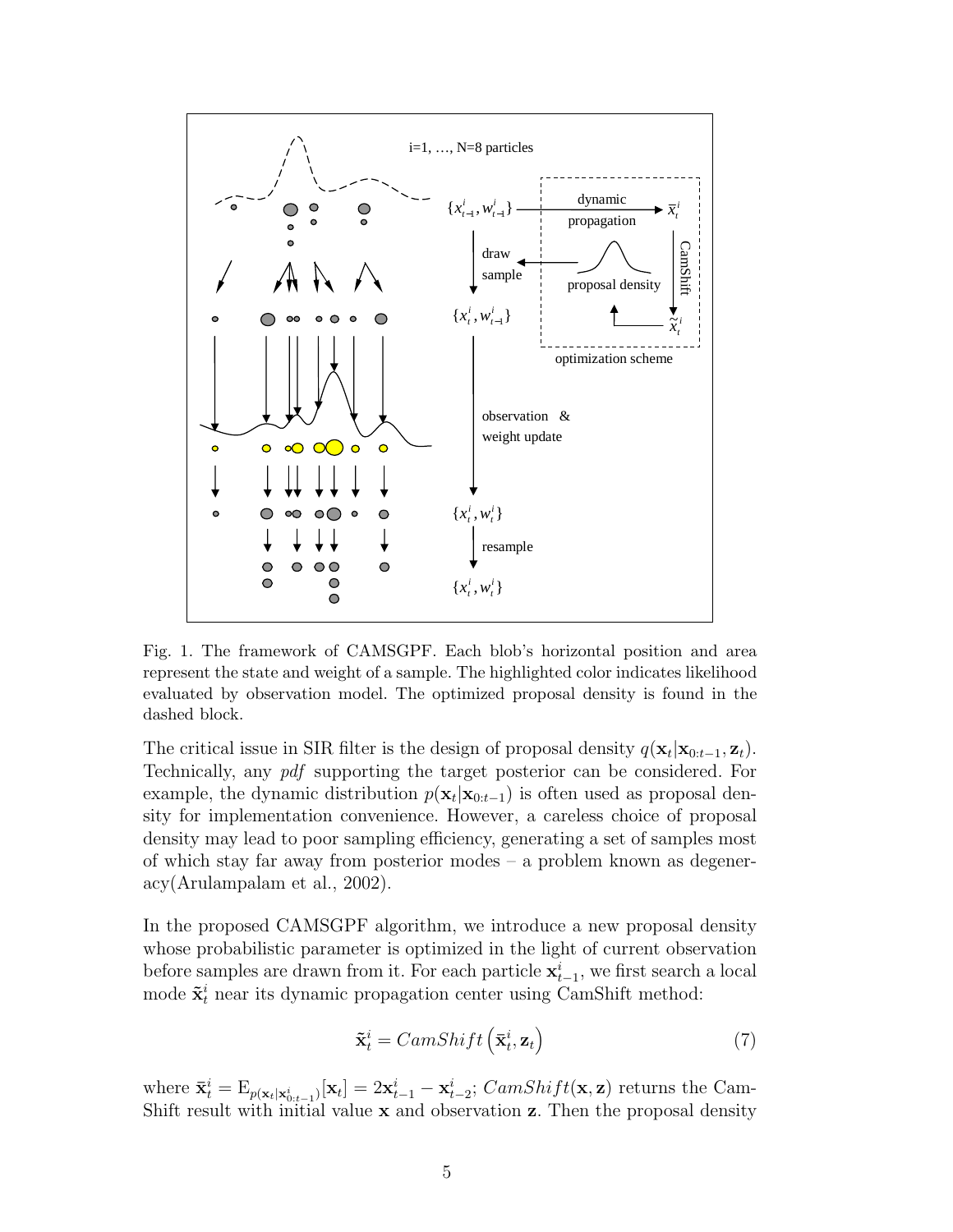Fig. 1. The framework of CAMSGPF. Each blob's horizontal position and area represent the state and weight of a sample. The highlighted color indicates likelihood evaluated by observation model. The optimized proposal density is found in the dashed block.

The critical issue in SIR filter is the design of proposal density $q(\mathbf{x}_t|\mathbf{x}_{0:t-1}, \mathbf{z}_t)$. Technically, any *pdf* supporting the target posterior can be considered. For example, the dynamic distribution $p(\mathbf{x}_t|\mathbf{x}_{0:t-1})$ is often used as proposal density for implementation convenience. However, a careless choice of proposal density may lead to poor sampling efficiency, generating a set of samples most of which stay far away from posterior modes – a problem known as degeneracy(Arulampalam et al., 2002).

In the proposed CAMSGPF algorithm, we introduce a new proposal density whose probabilistic parameter is optimized in the light of current observation before samples are drawn from it. For each particle $\mathbf{x}_{t-1}^i$, we first search a local mode $\tilde{\mathbf{x}}_t^i$ near its dynamic propagation center using CamShift method:

$$\tilde{\mathbf{x}}_t^i = CamShift\left(\bar{\mathbf{x}}_t^i, \mathbf{z}_t\right) \tag{7}$$

where $\bar{\mathbf{x}}_t^i = \mathrm{E}_{p(\mathbf{x}_t|\mathbf{x}_{0:t-1}^i)}[\mathbf{x}_t] = 2\mathbf{x}_{t-1}^i - \mathbf{x}_{t-2}^i$; $CamShift(\mathbf{x}, \mathbf{z})$ returns the CamShift result with initial value $\mathbf{x}$ and observation $\mathbf{z}$. Then the proposal density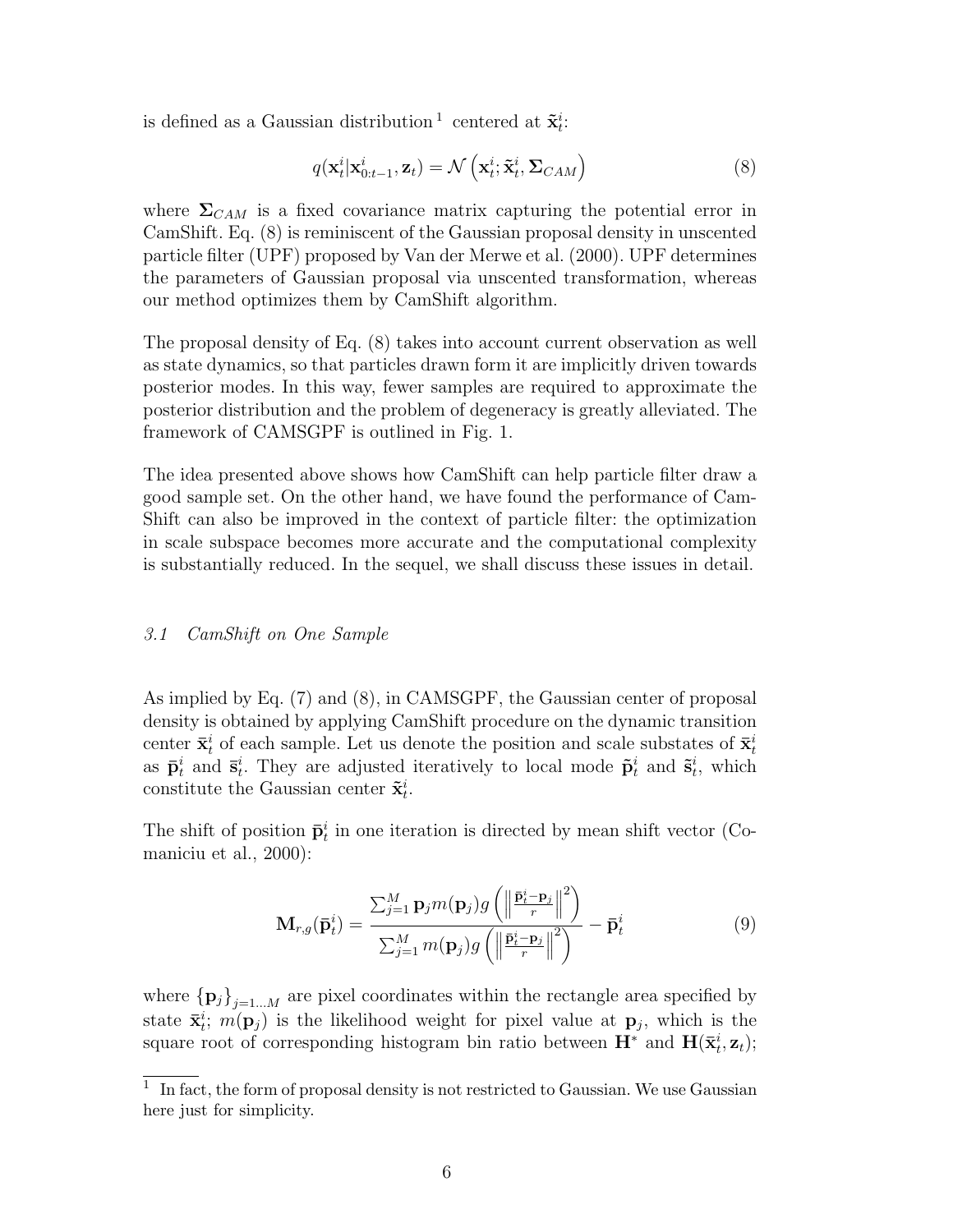is defined as a Gaussian distribution [1] centered at $\tilde{\mathbf{x}}_t^i$:

$$q(\mathbf{x}_t^i|\mathbf{x}_{0:t-1}^i, \mathbf{z}_t) = \mathcal{N}\left(\mathbf{x}_t^i; \tilde{\mathbf{x}}_t^i, \mathbf{\Sigma}_{CAM}\right) \tag{8}$$

where $\mathbf{\Sigma}_{CAM}$ is a fixed covariance matrix capturing the potential error in CamShift. Eq. (8) is reminiscent of the Gaussian proposal density in unscented particle filter (UPF) proposed by Van der Merwe et al. (2000). UPF determines the parameters of Gaussian proposal via unscented transformation, whereas our method optimizes them by CamShift algorithm.

The proposal density of Eq. (8) takes into account current observation as well as state dynamics, so that particles drawn form it are implicitly driven towards posterior modes. In this way, fewer samples are required to approximate the posterior distribution and the problem of degeneracy is greatly alleviated. The framework of CAMSGPF is outlined in Fig. 1.

The idea presented above shows how CamShift can help particle filter draw a good sample set. On the other hand, we have found the performance of CamShift can also be improved in the context of particle filter: the optimization in scale subspace becomes more accurate and the computational complexity is substantially reduced. In the sequel, we shall discuss these issues in detail.

### *3.1 CamShift on One Sample*

As implied by Eq. (7) and (8), in CAMSGPF, the Gaussian center of proposal density is obtained by applying CamShift procedure on the dynamic transition center $\bar{\mathbf{x}}_t^i$ of each sample. Let us denote the position and scale substates of $\bar{\mathbf{x}}_t^i$ as $\bar{\mathbf{p}}_t^i$ and $\bar{\mathbf{s}}_t^i$. They are adjusted iteratively to local mode $\tilde{\mathbf{p}}_t^i$ and $\tilde{\mathbf{s}}_t^i$, which constitute the Gaussian center $\tilde{\mathbf{x}}_t^i$.

The shift of position $\bar{\mathbf{p}}_t^i$ in one iteration is directed by mean shift vector (Comaniciu et al., 2000):

$$\mathbf{M}_{r,g}(\bar{\mathbf{p}}_t^i) = \frac{\sum_{j=1}^{M} \mathbf{p}_j m(\mathbf{p}_j) g\left(\left\|\frac{\bar{\mathbf{p}}_t^i - \mathbf{p}_j}{r}\right\|^2\right)}{\sum_{j=1}^{M} m(\mathbf{p}_j) g\left(\left\|\frac{\bar{\mathbf{p}}_t^i - \mathbf{p}_j}{r}\right\|^2\right)} - \bar{\mathbf{p}}_t^i \tag{9}$$

where $\{\mathbf{p}_j\}_{j=1...M}$ are pixel coordinates within the rectangle area specified by state $\bar{\mathbf{x}}_t^i$; $m(\mathbf{p}_j)$ is the likelihood weight for pixel value at $\mathbf{p}_j$, which is the square root of corresponding histogram bin ratio between $\mathbf{H}^*$ and $\mathbf{H}(\bar{\mathbf{x}}_t^i, \mathbf{z}_t)$;

[1] In fact, the form of proposal density is not restricted to Gaussian. We use Gaussian here just for simplicity.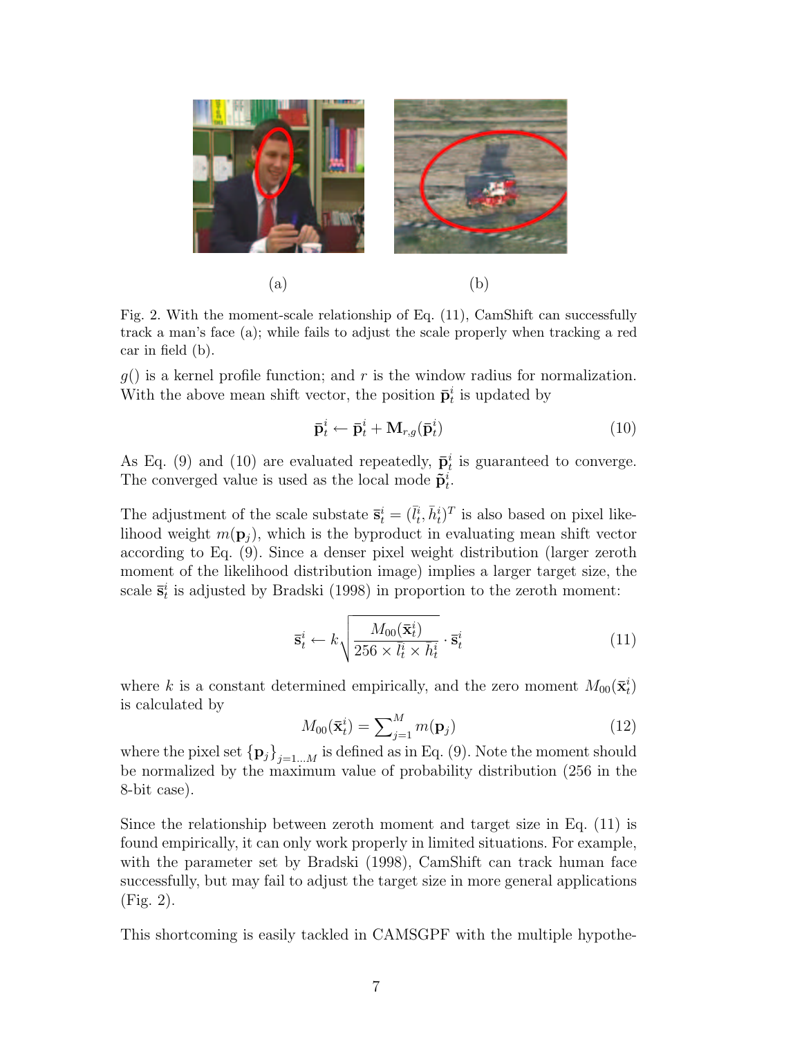(a) (b)

Fig. 2. With the moment-scale relationship of Eq. (11), CamShift can successfully track a man's face (a); while fails to adjust the scale properly when tracking a red car in field (b).

$g()$ is a kernel profile function; and $r$ is the window radius for normalization. With the above mean shift vector, the position $\bar{\mathbf{p}}_t^i$ is updated by

$$\bar{\mathbf{p}}_t^i \leftarrow \bar{\mathbf{p}}_t^i + \mathbf{M}_{r,g}(\bar{\mathbf{p}}_t^i) \tag{10}$$

As Eq. (9) and (10) are evaluated repeatedly, $\bar{\mathbf{p}}_t^i$ is guaranteed to converge. The converged value is used as the local mode $\tilde{\mathbf{p}}_t^i$.

The adjustment of the scale substate $\bar{\mathbf{s}}_t^i = (\bar{l}_t^i, \bar{h}_t^i)^T$ is also based on pixel likelihood weight $m(\mathbf{p}_j)$, which is the byproduct in evaluating mean shift vector according to Eq. (9). Since a denser pixel weight distribution (larger zeroth moment of the likelihood distribution image) implies a larger target size, the scale $\bar{\mathbf{s}}_t^i$ is adjusted by Bradski (1998) in proportion to the zeroth moment:

$$\bar{\mathbf{s}}_t^i \leftarrow k\sqrt{\frac{M_{00}(\bar{\mathbf{x}}_t^i)}{256 \times \bar{l}_t^i \times \bar{h}_t^i}} \cdot \bar{\mathbf{s}}_t^i \tag{11}$$

where $k$ is a constant determined empirically, and the zero moment $M_{00}(\bar{\mathbf{x}}_t^i)$ is calculated by

$$M_{00}(\bar{\mathbf{x}}_t^i) = \sum_{j=1}^{M} m(\mathbf{p}_j) \tag{12}$$

where the pixel set $\{\mathbf{p}_j\}_{j=1...M}$ is defined as in Eq. (9). Note the moment should be normalized by the maximum value of probability distribution (256 in the 8-bit case).

Since the relationship between zeroth moment and target size in Eq. (11) is found empirically, it can only work properly in limited situations. For example, with the parameter set by Bradski (1998), CamShift can track human face successfully, but may fail to adjust the target size in more general applications (Fig. 2).

This shortcoming is easily tackled in CAMSGPF with the multiple hypothe-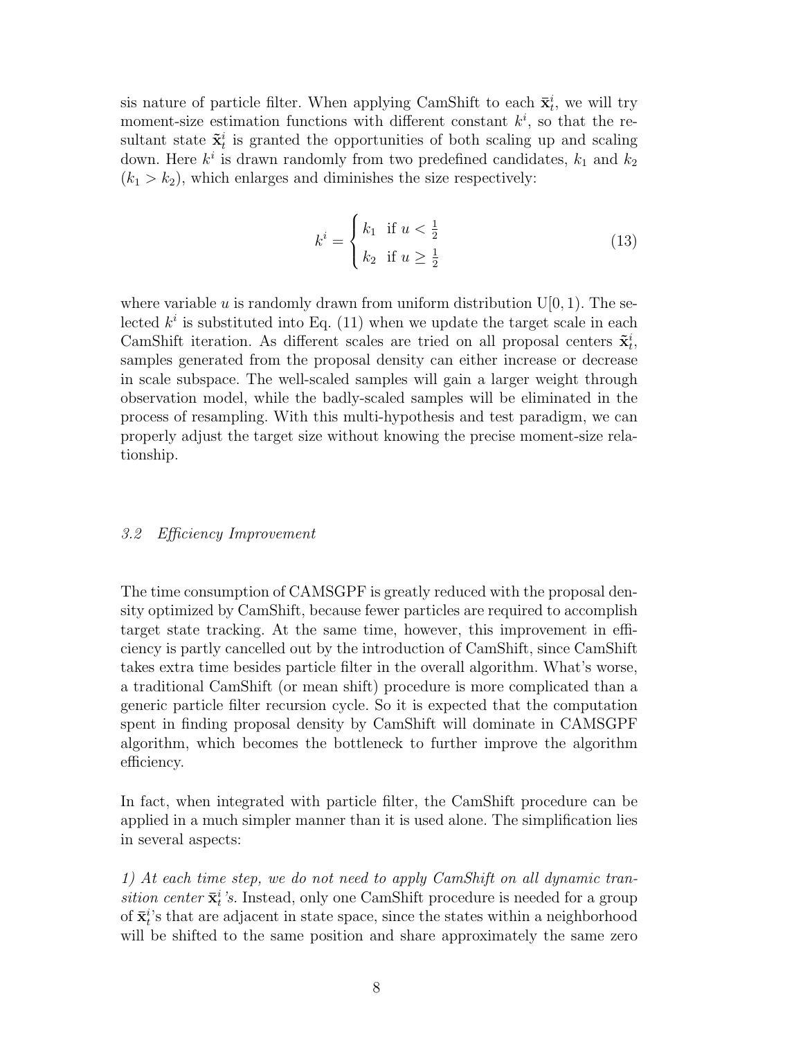sis nature of particle filter. When applying CamShift to each $\bar{\mathbf{x}}_t^i$, we will try moment-size estimation functions with different constant $k^i$, so that the resultant state $\tilde{\mathbf{x}}_t^i$ is granted the opportunities of both scaling up and scaling down. Here $k^i$ is drawn randomly from two predefined candidates, $k_1$ and $k_2$ ($k_1 > k_2$), which enlarges and diminishes the size respectively:

$$
k^i = \begin{cases} k_1 & \text{if } u < \frac{1}{2} \\ k_2 & \text{if } u \geq \frac{1}{2} \end{cases} \tag{13}
$$

where variable $u$ is randomly drawn from uniform distribution $\text{U}[0,1)$. The selected $k^i$ is substituted into Eq. (11) when we update the target scale in each CamShift iteration. As different scales are tried on all proposal centers $\tilde{\mathbf{x}}_t^i$, samples generated from the proposal density can either increase or decrease in scale subspace. The well-scaled samples will gain a larger weight through observation model, while the badly-scaled samples will be eliminated in the process of resampling. With this multi-hypothesis and test paradigm, we can properly adjust the target size without knowing the precise moment-size relationship.

### *3.2 Efficiency Improvement*

The time consumption of CAMSGPF is greatly reduced with the proposal density optimized by CamShift, because fewer particles are required to accomplish target state tracking. At the same time, however, this improvement in efficiency is partly cancelled out by the introduction of CamShift, since CamShift takes extra time besides particle filter in the overall algorithm. What's worse, a traditional CamShift (or mean shift) procedure is more complicated than a generic particle filter recursion cycle. So it is expected that the computation spent in finding proposal density by CamShift will dominate in CAMSGPF algorithm, which becomes the bottleneck to further improve the algorithm efficiency.

In fact, when integrated with particle filter, the CamShift procedure can be applied in a much simpler manner than it is used alone. The simplification lies in several aspects:

*1) At each time step, we do not need to apply CamShift on all dynamic transition center $\bar{\mathbf{x}}_t^i$'s.* Instead, only one CamShift procedure is needed for a group of $\bar{\mathbf{x}}_t^i$'s that are adjacent in state space, since the states within a neighborhood will be shifted to the same position and share approximately the same zero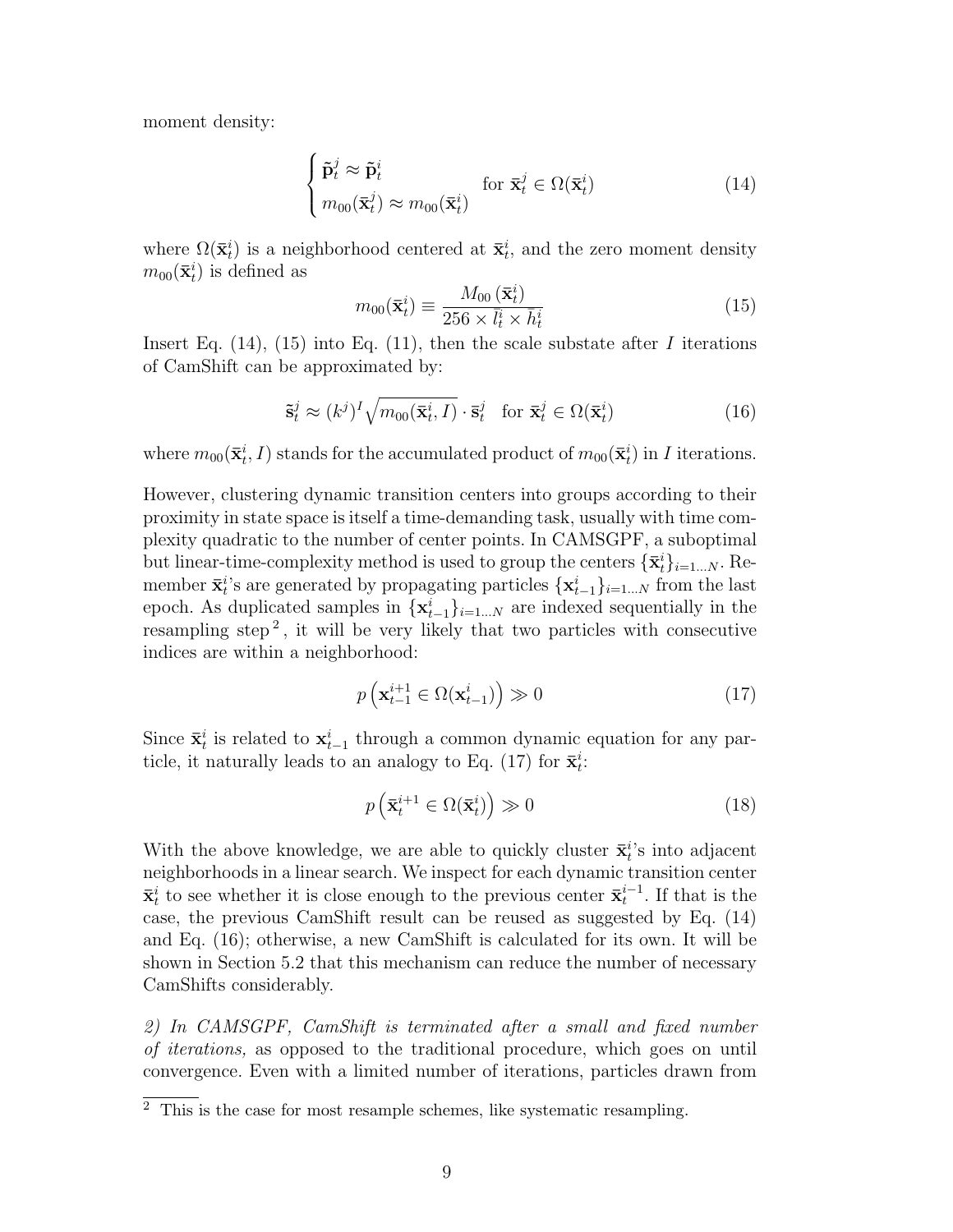moment density:

$$\begin{cases} \tilde{\mathbf{p}}_t^j \approx \tilde{\mathbf{p}}_t^i \\ m_{00}(\bar{\mathbf{x}}_t^j) \approx m_{00}(\bar{\mathbf{x}}_t^i) \end{cases} \quad \text{for } \bar{\mathbf{x}}_t^j \in \Omega(\bar{\mathbf{x}}_t^i) \tag{14}$$

where $\Omega(\bar{\mathbf{x}}_t^i)$ is a neighborhood centered at $\bar{\mathbf{x}}_t^i$, and the zero moment density $m_{00}(\bar{\mathbf{x}}_t^i)$ is defined as

$$m_{00}(\bar{\mathbf{x}}_t^i) \equiv \frac{M_{00}\left(\bar{\mathbf{x}}_t^i\right)}{256 \times \bar{l}_t^i \times \bar{h}_t^i} \tag{15}$$

Insert Eq. (14), (15) into Eq. (11), then the scale substate after $I$ iterations of CamShift can be approximated by:

$$\tilde{\mathbf{s}}_t^j \approx (k^j)^I \sqrt{m_{00}(\bar{\mathbf{x}}_t^i, I)} \cdot \bar{\mathbf{s}}_t^j \quad \text{for } \bar{\mathbf{x}}_t^j \in \Omega(\bar{\mathbf{x}}_t^i) \tag{16}$$

where $m_{00}(\bar{\mathbf{x}}_t^i, I)$ stands for the accumulated product of $m_{00}(\bar{\mathbf{x}}_t^i)$ in $I$ iterations.

However, clustering dynamic transition centers into groups according to their proximity in state space is itself a time-demanding task, usually with time complexity quadratic to the number of center points. In CAMSGPF, a suboptimal but linear-time-complexity method is used to group the centers $\{\bar{\mathbf{x}}_t^i\}_{i=1\ldots N}$. Remember $\bar{\mathbf{x}}_t^i$'s are generated by propagating particles $\{\mathbf{x}_{t-1}^i\}_{i=1\ldots N}$ from the last epoch. As duplicated samples in $\{\mathbf{x}_{t-1}^i\}_{i=1\ldots N}$ are indexed sequentially in the resampling step [2], it will be very likely that two particles with consecutive indices are within a neighborhood:

$$p\left(\mathbf{x}_{t-1}^{i+1} \in \Omega(\mathbf{x}_{t-1}^i)\right) \gg 0 \tag{17}$$

Since $\bar{\mathbf{x}}_t^i$ is related to $\mathbf{x}_{t-1}^i$ through a common dynamic equation for any particle, it naturally leads to an analogy to Eq. (17) for $\bar{\mathbf{x}}_t^i$:

$$p\left(\bar{\mathbf{x}}_t^{i+1} \in \Omega(\bar{\mathbf{x}}_t^i)\right) \gg 0 \tag{18}$$

With the above knowledge, we are able to quickly cluster $\bar{\mathbf{x}}_t^i$'s into adjacent neighborhoods in a linear search. We inspect for each dynamic transition center $\bar{\mathbf{x}}_t^i$ to see whether it is close enough to the previous center $\bar{\mathbf{x}}_t^{i-1}$. If that is the case, the previous CamShift result can be reused as suggested by Eq. (14) and Eq. (16); otherwise, a new CamShift is calculated for its own. It will be shown in Section 5.2 that this mechanism can reduce the number of necessary CamShifts considerably.

*2) In CAMSGPF, CamShift is terminated after a small and fixed number of iterations,* as opposed to the traditional procedure, which goes on until convergence. Even with a limited number of iterations, particles drawn from

[2] This is the case for most resample schemes, like systematic resampling.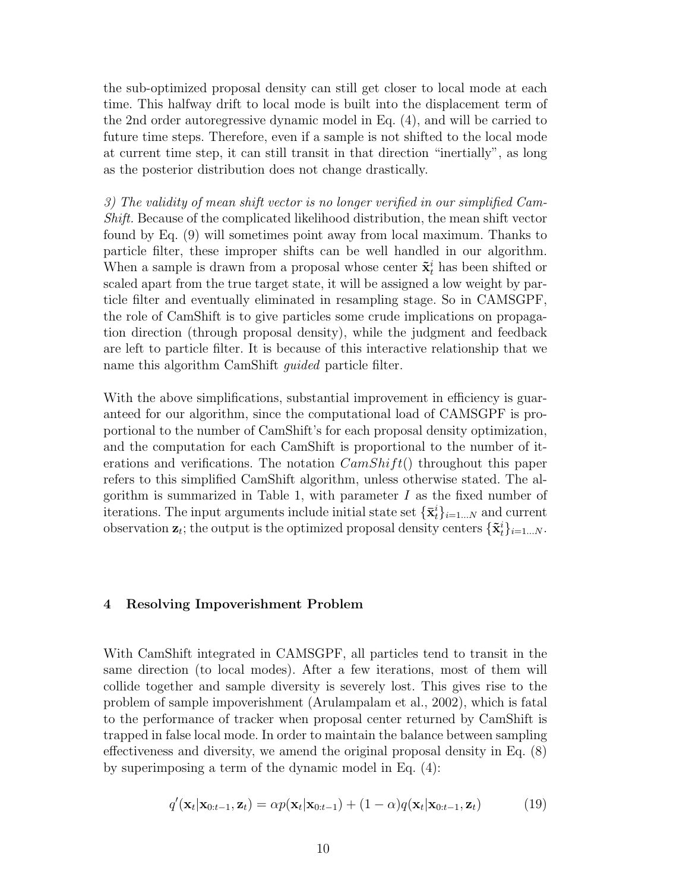the sub-optimized proposal density can still get closer to local mode at each time. This halfway drift to local mode is built into the displacement term of the 2nd order autoregressive dynamic model in Eq. (4), and will be carried to future time steps. Therefore, even if a sample is not shifted to the local mode at current time step, it can still transit in that direction "inertially", as long as the posterior distribution does not change drastically.

*3) The validity of mean shift vector is no longer verified in our simplified CamShift.* Because of the complicated likelihood distribution, the mean shift vector found by Eq. (9) will sometimes point away from local maximum. Thanks to particle filter, these improper shifts can be well handled in our algorithm. When a sample is drawn from a proposal whose center $\tilde{\mathbf{x}}_t^i$ has been shifted or scaled apart from the true target state, it will be assigned a low weight by particle filter and eventually eliminated in resampling stage. So in CAMSGPF, the role of CamShift is to give particles some crude implications on propagation direction (through proposal density), while the judgment and feedback are left to particle filter. It is because of this interactive relationship that we name this algorithm CamShift *guided* particle filter.

With the above simplifications, substantial improvement in efficiency is guaranteed for our algorithm, since the computational load of CAMSGPF is proportional to the number of CamShift's for each proposal density optimization, and the computation for each CamShift is proportional to the number of iterations and verifications. The notation $CamShift()$ throughout this paper refers to this simplified CamShift algorithm, unless otherwise stated. The algorithm is summarized in Table 1, with parameter $I$ as the fixed number of iterations. The input arguments include initial state set $\{\bar{\mathbf{x}}_t^i\}_{i=1...N}$ and current observation $\mathbf{z}_t$; the output is the optimized proposal density centers $\{\tilde{\mathbf{x}}_t^i\}_{i=1...N}$.

## 4 Resolving Impoverishment Problem

With CamShift integrated in CAMSGPF, all particles tend to transit in the same direction (to local modes). After a few iterations, most of them will collide together and sample diversity is severely lost. This gives rise to the problem of sample impoverishment (Arulampalam et al., 2002), which is fatal to the performance of tracker when proposal center returned by CamShift is trapped in false local mode. In order to maintain the balance between sampling effectiveness and diversity, we amend the original proposal density in Eq. (8) by superimposing a term of the dynamic model in Eq. (4):

$$q'(\mathbf{x}_t|\mathbf{x}_{0:t-1}, \mathbf{z}_t) = \alpha p(\mathbf{x}_t|\mathbf{x}_{0:t-1}) + (1-\alpha)q(\mathbf{x}_t|\mathbf{x}_{0:t-1}, \mathbf{z}_t) \tag{19}$$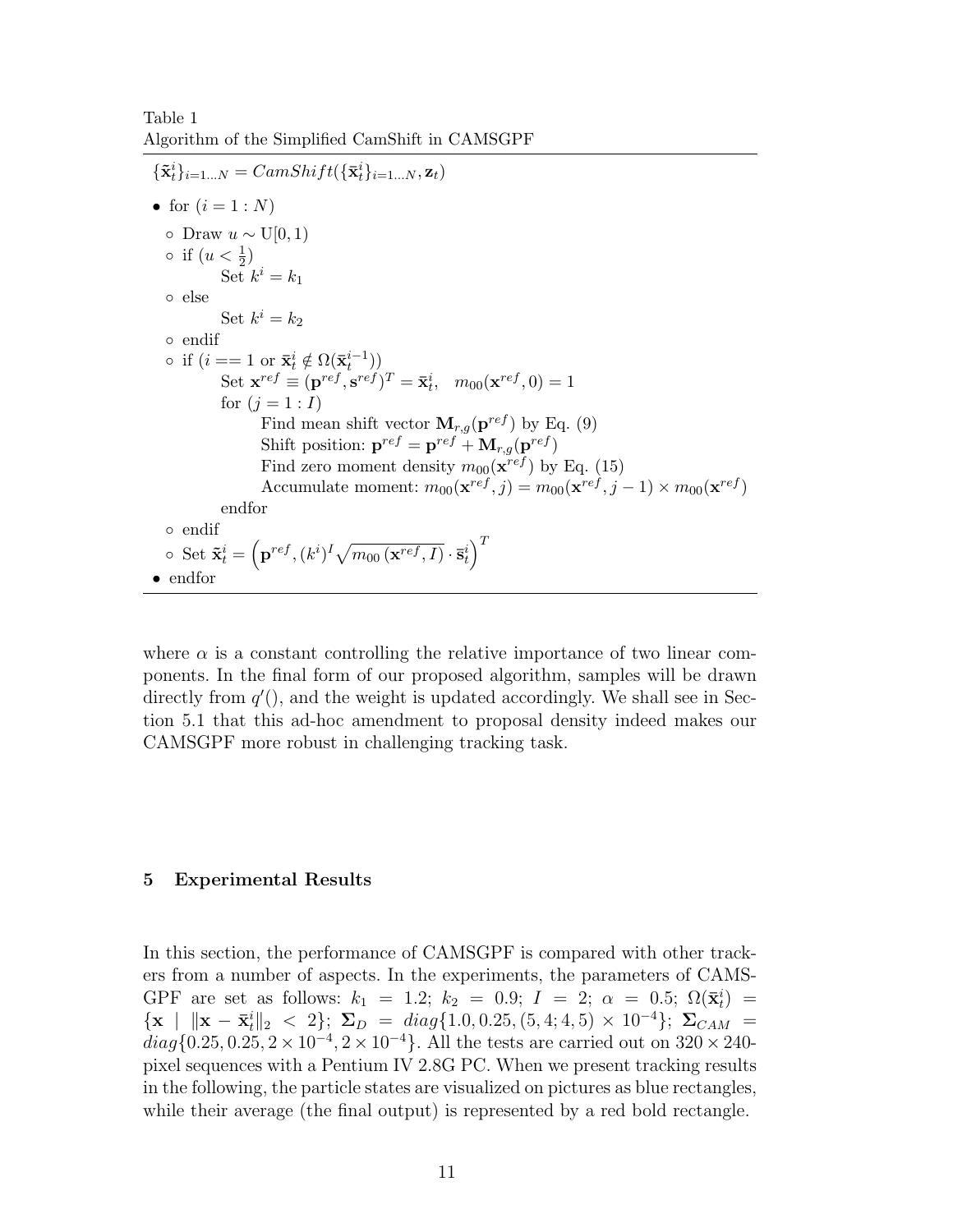Table 1
Algorithm of the Simplified CamShift in CAMSGPF

$\{\tilde{\mathbf{x}}_t^i\}_{i=1...N} = CamShift(\{\bar{\mathbf{x}}_t^i\}_{i=1...N}, \mathbf{z}_t)$

- for $(i = 1 : N)$
  - Draw $u \sim \mathrm{U}[0, 1)$
  - if $(u < \frac{1}{2})$
    - Set $k^i = k_1$
  - else
    - Set $k^i = k_2$
  - endif
  - if $(i == 1$ or $\bar{\mathbf{x}}_t^i \notin \Omega(\bar{\mathbf{x}}_t^{i-1}))$
    - Set $\mathbf{x}^{ref} \equiv (\mathbf{p}^{ref}, \mathbf{s}^{ref})^T = \bar{\mathbf{x}}_t^i, \quad m_{00}(\mathbf{x}^{ref}, 0) = 1$
    - for $(j = 1 : I)$
      - Find mean shift vector $\mathbf{M}_{r,g}(\mathbf{p}^{ref})$ by Eq. (9)
      - Shift position: $\mathbf{p}^{ref} = \mathbf{p}^{ref} + \mathbf{M}_{r,g}(\mathbf{p}^{ref})$
      - Find zero moment density $m_{00}(\mathbf{x}^{ref})$ by Eq. (15)
      - Accumulate moment: $m_{00}(\mathbf{x}^{ref}, j) = m_{00}(\mathbf{x}^{ref}, j-1) \times m_{00}(\mathbf{x}^{ref})$
    - endfor
  - endif
  - Set $\tilde{\mathbf{x}}_t^i = \left(\mathbf{p}^{ref}, (k^i)^I \sqrt{m_{00}\left(\mathbf{x}^{ref}, I\right)} \cdot \bar{\mathbf{s}}_t^i\right)^T$
- endfor

where $\alpha$ is a constant controlling the relative importance of two linear components. In the final form of our proposed algorithm, samples will be drawn directly from $q'()$, and the weight is updated accordingly. We shall see in Section 5.1 that this ad-hoc amendment to proposal density indeed makes our CAMSGPF more robust in challenging tracking task.

## 5 Experimental Results

In this section, the performance of CAMSGPF is compared with other trackers from a number of aspects. In the experiments, the parameters of CAMSGPF are set as follows: $k_1 = 1.2$; $k_2 = 0.9$; $I = 2$; $\alpha = 0.5$; $\Omega(\bar{\mathbf{x}}_t^i) = \{\mathbf{x} \mid \|\mathbf{x} - \bar{\mathbf{x}}_t^i\|_2 < 2\}$; $\mathbf{\Sigma}_D = diag\{1.0, 0.25, (5, 4; 4, 5) \times 10^{-4}\}$; $\mathbf{\Sigma}_{CAM} = diag\{0.25, 0.25, 2 \times 10^{-4}, 2 \times 10^{-4}\}$. All the tests are carried out on $320 \times 240$-pixel sequences with a Pentium IV 2.8G PC. When we present tracking results in the following, the particle states are visualized on pictures as blue rectangles, while their average (the final output) is represented by a red bold rectangle.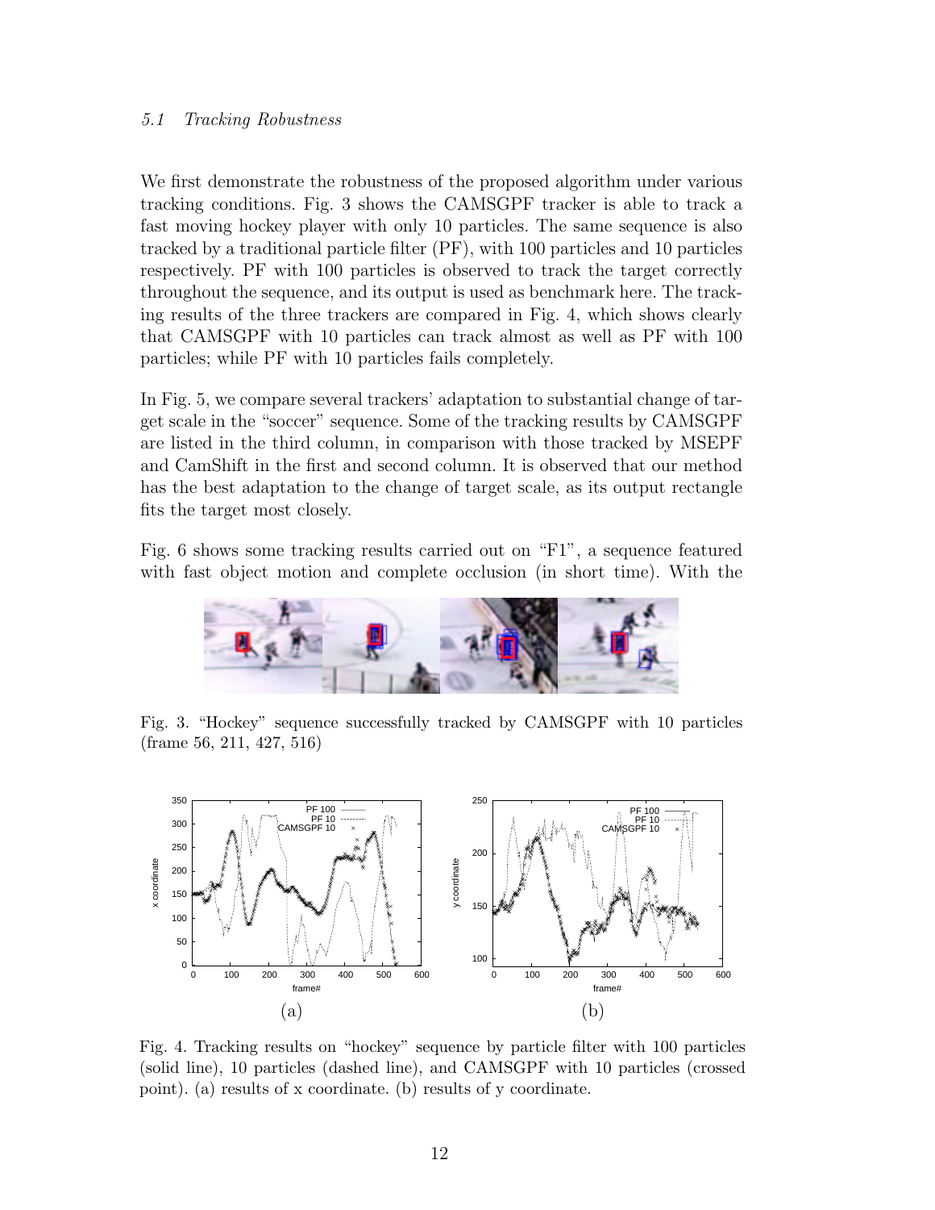### 5.1 Tracking Robustness

We first demonstrate the robustness of the proposed algorithm under various tracking conditions. Fig. 3 shows the CAMSGPF tracker is able to track a fast moving hockey player with only 10 particles. The same sequence is also tracked by a traditional particle filter (PF), with 100 particles and 10 particles respectively. PF with 100 particles is observed to track the target correctly throughout the sequence, and its output is used as benchmark here. The tracking results of the three trackers are compared in Fig. 4, which shows clearly that CAMSGPF with 10 particles can track almost as well as PF with 100 particles; while PF with 10 particles fails completely.

In Fig. 5, we compare several trackers' adaptation to substantial change of target scale in the "soccer" sequence. Some of the tracking results by CAMSGPF are listed in the third column, in comparison with those tracked by MSEPF and CamShift in the first and second column. It is observed that our method has the best adaptation to the change of target scale, as its output rectangle fits the target most closely.

Fig. 6 shows some tracking results carried out on "F1", a sequence featured with fast object motion and complete occlusion (in short time). With the

Fig. 3. "Hockey" sequence successfully tracked by CAMSGPF with 10 particles (frame 56, 211, 427, 516)

Fig. 4. Tracking results on "hockey" sequence by particle filter with 100 particles (solid line), 10 particles (dashed line), and CAMSGPF with 10 particles (crossed point). (a) results of x coordinate. (b) results of y coordinate.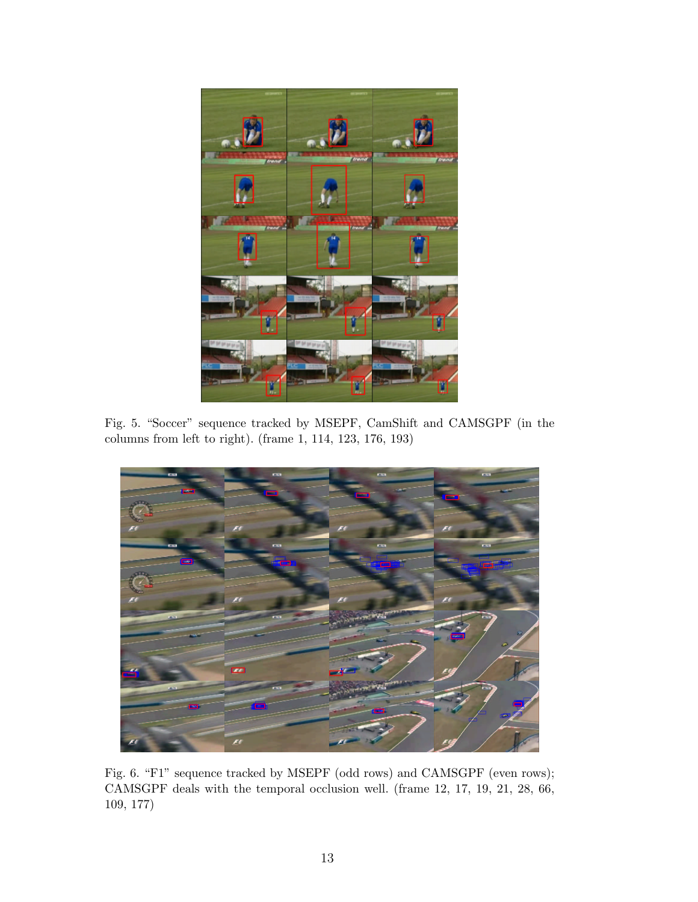Fig. 5. "Soccer" sequence tracked by MSEPF, CamShift and CAMSGPF (in the columns from left to right). (frame 1, 114, 123, 176, 193)

Fig. 6. "F1" sequence tracked by MSEPF (odd rows) and CAMSGPF (even rows); CAMSGPF deals with the temporal occlusion well. (frame 12, 17, 19, 21, 28, 66, 109, 177)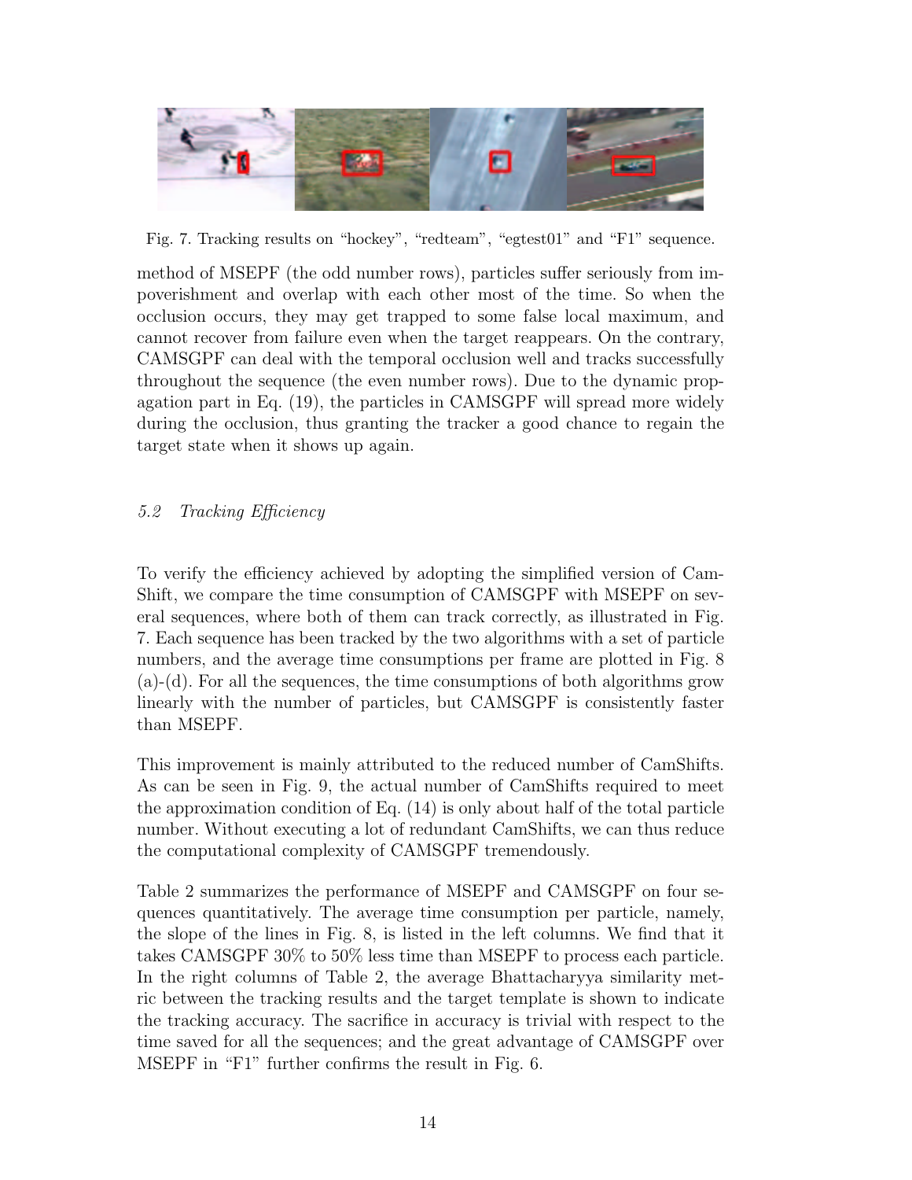Fig. 7. Tracking results on "hockey", "redteam", "egtest01" and "F1" sequence.

method of MSEPF (the odd number rows), particles suffer seriously from impoverishment and overlap with each other most of the time. So when the occlusion occurs, they may get trapped to some false local maximum, and cannot recover from failure even when the target reappears. On the contrary, CAMSGPF can deal with the temporal occlusion well and tracks successfully throughout the sequence (the even number rows). Due to the dynamic propagation part in Eq. (19), the particles in CAMSGPF will spread more widely during the occlusion, thus granting the tracker a good chance to regain the target state when it shows up again.

### *5.2 Tracking Efficiency*

To verify the efficiency achieved by adopting the simplified version of CamShift, we compare the time consumption of CAMSGPF with MSEPF on several sequences, where both of them can track correctly, as illustrated in Fig. 7. Each sequence has been tracked by the two algorithms with a set of particle numbers, and the average time consumptions per frame are plotted in Fig. 8 (a)-(d). For all the sequences, the time consumptions of both algorithms grow linearly with the number of particles, but CAMSGPF is consistently faster than MSEPF.

This improvement is mainly attributed to the reduced number of CamShifts. As can be seen in Fig. 9, the actual number of CamShifts required to meet the approximation condition of Eq. (14) is only about half of the total particle number. Without executing a lot of redundant CamShifts, we can thus reduce the computational complexity of CAMSGPF tremendously.

Table 2 summarizes the performance of MSEPF and CAMSGPF on four sequences quantitatively. The average time consumption per particle, namely, the slope of the lines in Fig. 8, is listed in the left columns. We find that it takes CAMSGPF 30% to 50% less time than MSEPF to process each particle. In the right columns of Table 2, the average Bhattacharyya similarity metric between the tracking results and the target template is shown to indicate the tracking accuracy. The sacrifice in accuracy is trivial with respect to the time saved for all the sequences; and the great advantage of CAMSGPF over MSEPF in "F1" further confirms the result in Fig. 6.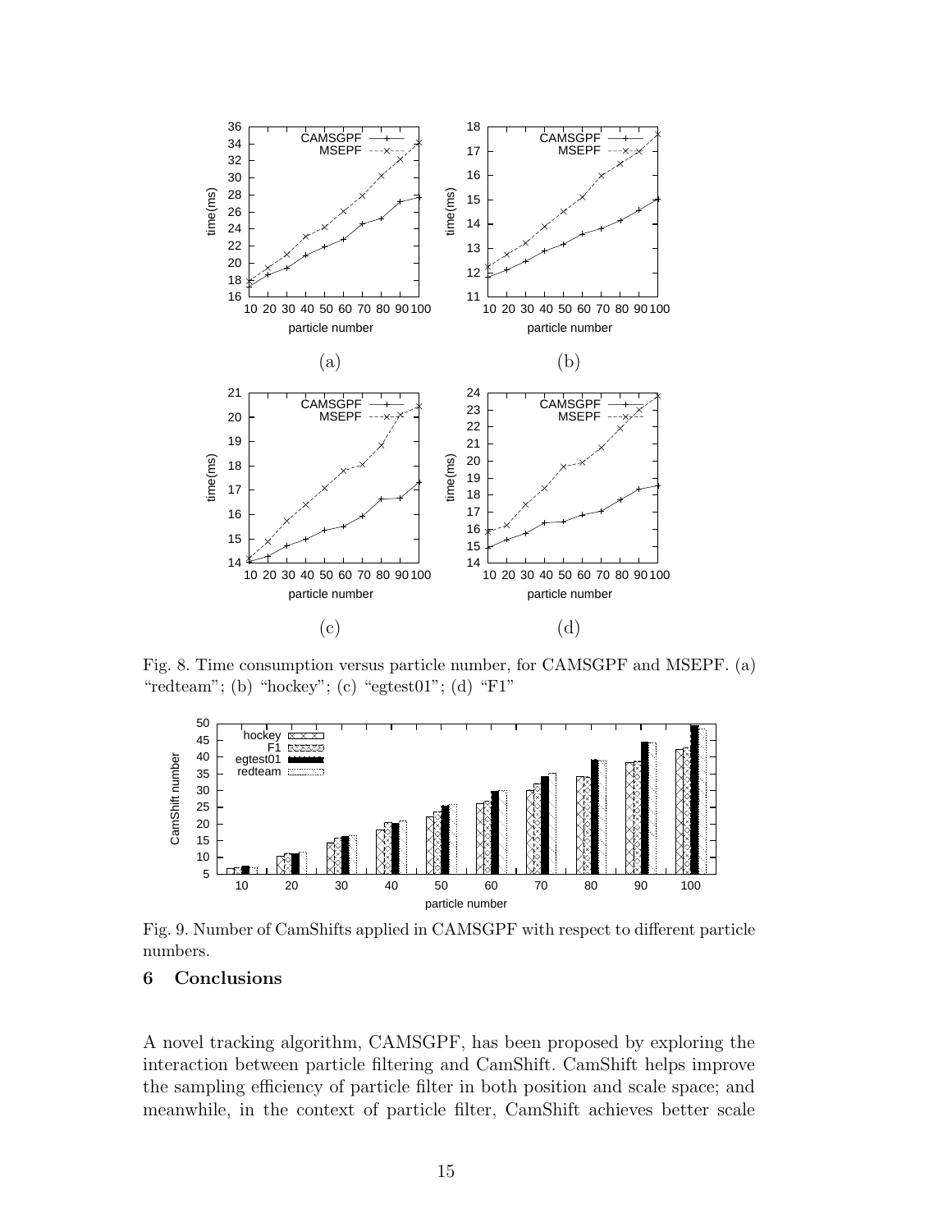Fig. 8. Time consumption versus particle number, for CAMSGPF and MSEPF. (a) "redteam"; (b) "hockey"; (c) "egtest01"; (d) "F1"

Fig. 9. Number of CamShifts applied in CAMSGPF with respect to different particle numbers.

## 6 Conclusions

A novel tracking algorithm, CAMSGPF, has been proposed by exploring the interaction between particle filtering and CamShift. CamShift helps improve the sampling efficiency of particle filter in both position and scale space; and meanwhile, in the context of particle filter, CamShift achieves better scale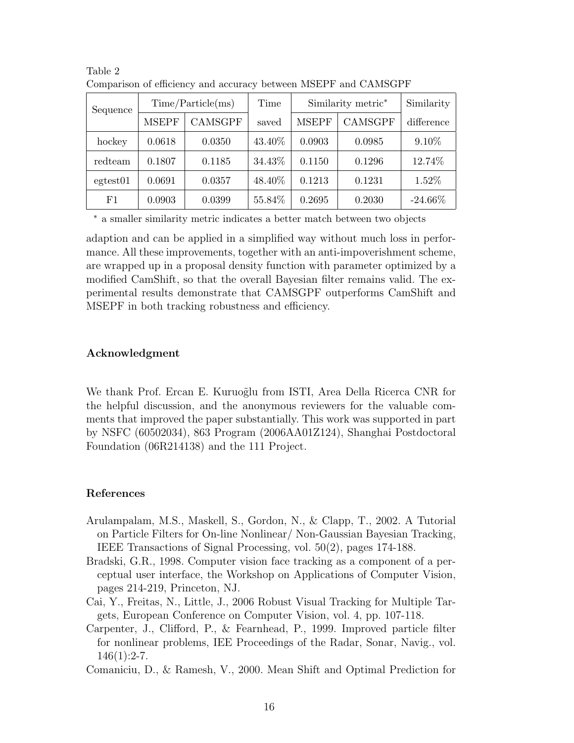Table 2

Comparison of efficiency and accuracy between MSEPF and CAMSGPF

| Sequence | Time/Particle(ms) | | Time | Similarity metric* | | Similarity |
|---|---|---|---|---|---|---|
| | MSEPF | CAMSGPF | saved | MSEPF | CAMSGPF | difference |
| hockey | 0.0618 | 0.0350 | 43.40% | 0.0903 | 0.0985 | 9.10% |
| redteam | 0.1807 | 0.1185 | 34.43% | 0.1150 | 0.1296 | 12.74% |
| egtest01 | 0.0691 | 0.0357 | 48.40% | 0.1213 | 0.1231 | 1.52% |
| F1 | 0.0903 | 0.0399 | 55.84% | 0.2695 | 0.2030 | -24.66% |

\* a smaller similarity metric indicates a better match between two objects

adaption and can be applied in a simplified way without much loss in performance. All these improvements, together with an anti-impoverishment scheme, are wrapped up in a proposal density function with parameter optimized by a modified CamShift, so that the overall Bayesian filter remains valid. The experimental results demonstrate that CAMSGPF outperforms CamShift and MSEPF in both tracking robustness and efficiency.

### Acknowledgment

We thank Prof. Ercan E. Kuruoğlu from ISTI, Area Della Ricerca CNR for the helpful discussion, and the anonymous reviewers for the valuable comments that improved the paper substantially. This work was supported in part by NSFC (60502034), 863 Program (2006AA01Z124), Shanghai Postdoctoral Foundation (06R214138) and the 111 Project.

### References

Arulampalam, M.S., Maskell, S., Gordon, N., & Clapp, T., 2002. A Tutorial on Particle Filters for On-line Nonlinear/ Non-Gaussian Bayesian Tracking, IEEE Transactions of Signal Processing, vol. 50(2), pages 174-188.

Bradski, G.R., 1998. Computer vision face tracking as a component of a perceptual user interface, the Workshop on Applications of Computer Vision, pages 214-219, Princeton, NJ.

Cai, Y., Freitas, N., Little, J., 2006 Robust Visual Tracking for Multiple Targets, European Conference on Computer Vision, vol. 4, pp. 107-118.

Carpenter, J., Clifford, P., & Fearnhead, P., 1999. Improved particle filter for nonlinear problems, IEE Proceedings of the Radar, Sonar, Navig., vol. 146(1):2-7.

Comaniciu, D., & Ramesh, V., 2000. Mean Shift and Optimal Prediction for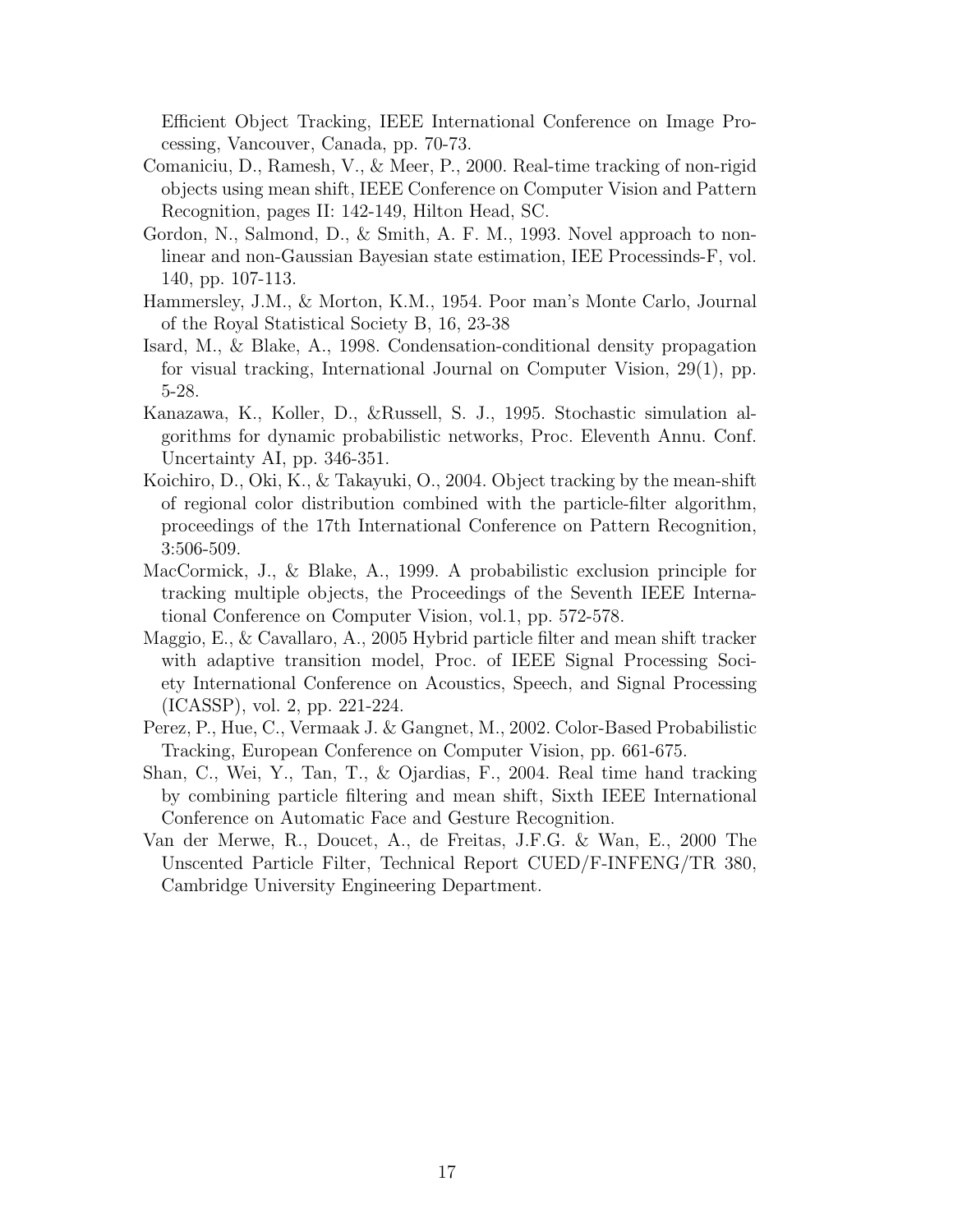Efficient Object Tracking, IEEE International Conference on Image Processing, Vancouver, Canada, pp. 70-73.

Comaniciu, D., Ramesh, V., & Meer, P., 2000. Real-time tracking of non-rigid objects using mean shift, IEEE Conference on Computer Vision and Pattern Recognition, pages II: 142-149, Hilton Head, SC.

Gordon, N., Salmond, D., & Smith, A. F. M., 1993. Novel approach to non-linear and non-Gaussian Bayesian state estimation, IEE Processinds-F, vol. 140, pp. 107-113.

Hammersley, J.M., & Morton, K.M., 1954. Poor man's Monte Carlo, Journal of the Royal Statistical Society B, 16, 23-38

Isard, M., & Blake, A., 1998. Condensation-conditional density propagation for visual tracking, International Journal on Computer Vision, 29(1), pp. 5-28.

Kanazawa, K., Koller, D., &Russell, S. J., 1995. Stochastic simulation algorithms for dynamic probabilistic networks, Proc. Eleventh Annu. Conf. Uncertainty AI, pp. 346-351.

Koichiro, D., Oki, K., & Takayuki, O., 2004. Object tracking by the mean-shift of regional color distribution combined with the particle-filter algorithm, proceedings of the 17th International Conference on Pattern Recognition, 3:506-509.

MacCormick, J., & Blake, A., 1999. A probabilistic exclusion principle for tracking multiple objects, the Proceedings of the Seventh IEEE International Conference on Computer Vision, vol.1, pp. 572-578.

Maggio, E., & Cavallaro, A., 2005 Hybrid particle filter and mean shift tracker with adaptive transition model, Proc. of IEEE Signal Processing Society International Conference on Acoustics, Speech, and Signal Processing (ICASSP), vol. 2, pp. 221-224.

Perez, P., Hue, C., Vermaak J. & Gangnet, M., 2002. Color-Based Probabilistic Tracking, European Conference on Computer Vision, pp. 661-675.

Shan, C., Wei, Y., Tan, T., & Ojardias, F., 2004. Real time hand tracking by combining particle filtering and mean shift, Sixth IEEE International Conference on Automatic Face and Gesture Recognition.

Van der Merwe, R., Doucet, A., de Freitas, J.F.G. & Wan, E., 2000 The Unscented Particle Filter, Technical Report CUED/F-INFENG/TR 380, Cambridge University Engineering Department.